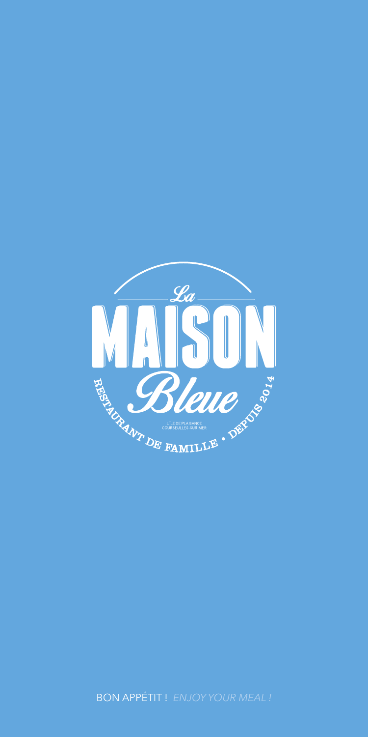# La MAISON Bleue

RESTAURANT DE FAMILLE • DEPUIS 2014

L'ÎLE DE PLAISANCE
COURSEULLES-SUR-MER

BON APPÉTIT ! *ENJOY YOUR MEAL !*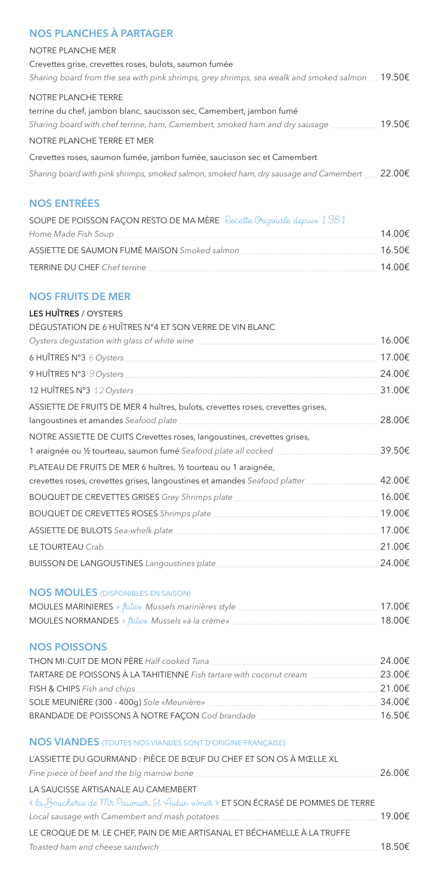## NOS PLANCHES À PARTAGER

NOTRE PLANCHE MER

Crevettes grise, crevettes roses, bulots, saumon fumée

*Sharing board from the sea with pink shrimps, grey shrimps, sea wealk and smoked salmon* 19.50€

NOTRE PLANCHE TERRE

terrine du chef, jambon blanc, saucisson sec, Camembert, jambon fumé

*Sharing board with chef terrine, ham, Camembert, smoked ham and dry sausage* 19.50€

NOTRE PLANCHE TERRE ET MER

Crevettes roses, saumon fumée, jambon fumée, saucisson sec et Camembert

*Sharing board with pink shrimps, smoked salmon, smoked ham, dry sausage and Camembert* 22.00€

## NOS ENTRÉES

SOUPE DE POISSON FAÇON RESTO DE MA MÈRE *Recette Originale depuis 1981*

*Home Made Fish Soup* 14.00€

ASSIETTE DE SAUMON FUMÉ MAISON *Smoked salmon* 16.50€

TERRINE DU CHEF *Chef terrine* 14.00€

## NOS FRUITS DE MER

**LES HUÎTRES** / OYSTERS

DÉGUSTATION DE 6 HUÎTRES N°4 ET SON VERRE DE VIN BLANC

*Oysters degustation with glass of white wine* 16.00€

6 HUÎTRES N°3 *6 Oysters* 17.00€

9 HUÎTRES N°3 *9 Oysters* 24.00€

12 HUÎTRES N°3 *12 Oysters* 31.00€

ASSIETTE DE FRUITS DE MER 4 huîtres, bulots, crevettes roses, crevettes grises, langoustines et amandes *Seafood plate* 28.00€

NOTRE ASSIETTE DE CUITS Crevettes roses, langoustines, crevettes grises, 1 araignée ou ½ tourteau, saumon fumé *Seafood plate all cocked* 39.50€

PLATEAU DE FRUITS DE MER 6 huîtres, ½ tourteau ou 1 araignée, crevettes roses, crevettes grises, langoustines et amandes *Seafood platter* 42.00€

BOUQUET DE CREVETTES GRISES *Grey Shrimps plate* 16.00€

BOUQUET DE CREVETTES ROSES *Shrimps plate* 19.00€

ASSIETTE DE BULOTS *Sea-whelk plate* 17.00€

LE TOURTEAU *Crab* 21.00€

BUISSON DE LANGOUSTINES *Langoustines plate* 24.00€

## NOS MOULES (DISPONIBLES EN SAISON)

MOULES MARINIERES *+ frites* *Mussels marinières style* 17.00€

MOULES NORMANDES *+ frites* *Mussels «à la crème»* 18.00€

## NOS POISSONS

THON MI-CUIT DE MON PÈRE *Half cooked Tuna* 24.00€

TARTARE DE POISSONS À LA TAHITIENNE *Fish tartare with coconut cream* 23.00€

FISH & CHIPS *Fish and chips* 21.00€

SOLE MEUNIÈRE (300 - 400g) *Sole «Meunière»* 34.00€

BRANDADE DE POISSONS À NOTRE FAÇON *Cod brandade* 16.50€

## NOS VIANDES (TOUTES NOS VIANDES SONT D'ORIGINE FRANÇAISE)

L'ASSIETTE DU GOURMAND : PIÈCE DE BŒUF DU CHEF ET SON OS À MŒLLE XL

*Fine piece of beef and the big marrow bone* 26.00€

LA SAUCISSE ARTISANALE AU CAMEMBERT

*« la Boucherie de Mr Paumier, St Aubin s/mer »* ET SON ÉCRASÉ DE POMMES DE TERRE

*Local sausage with Camembert and mash potatoes* 19.00€

LE CROQUE DE M. LE CHEF, PAIN DE MIE ARTISANAL ET BÉCHAMELLE À LA TRUFFE

*Toasted ham and cheese sandwich* 18.50€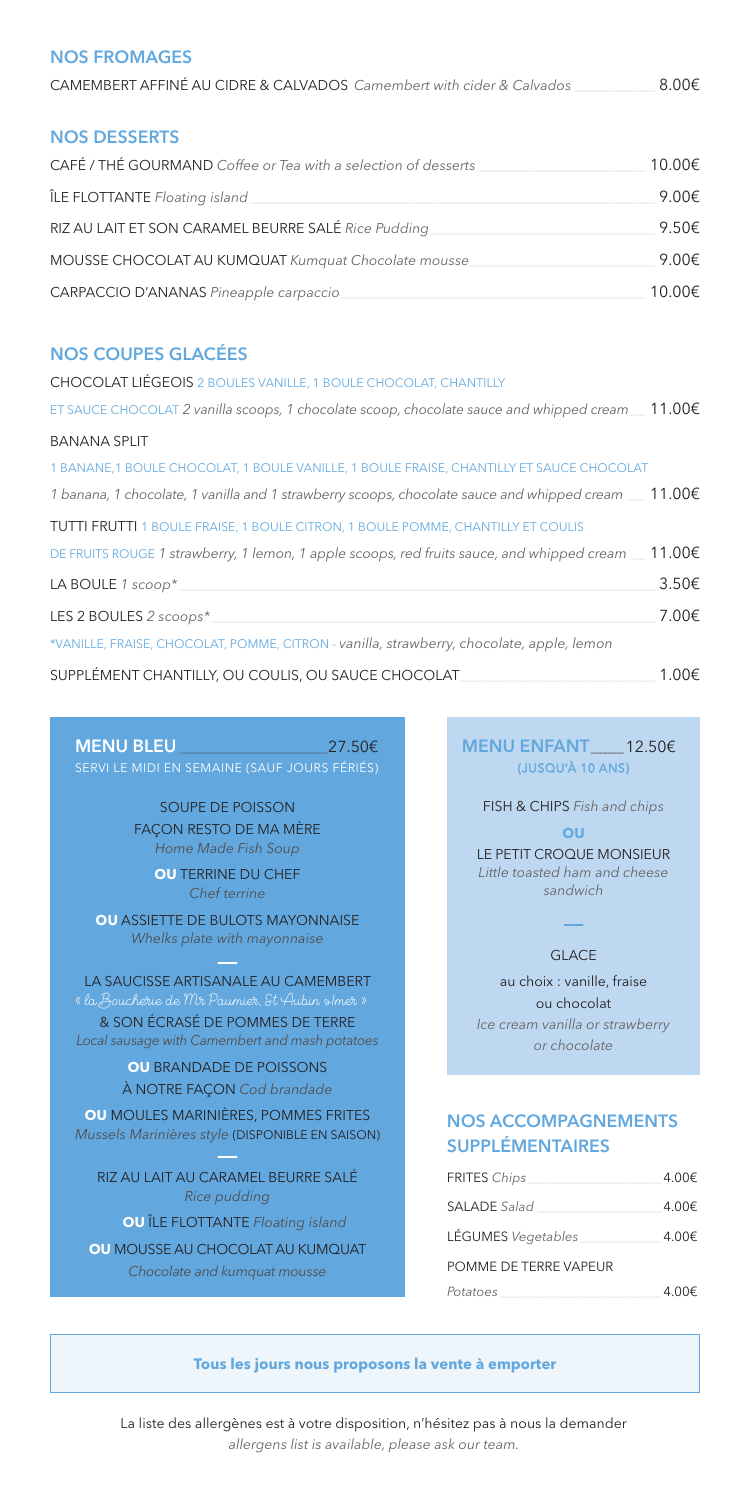## NOS FROMAGES

CAMEMBERT AFFINÉ AU CIDRE & CALVADOS *Camembert with cider & Calvados* 8.00€

## NOS DESSERTS

CAFÉ / THÉ GOURMAND *Coffee or Tea with a selection of desserts* 10.00€

ÎLE FLOTTANTE *Floating island* 9.00€

RIZ AU LAIT ET SON CARAMEL BEURRE SALÉ *Rice Pudding* 9.50€

MOUSSE CHOCOLAT AU KUMQUAT *Kumquat Chocolate mousse* 9.00€

CARPACCIO D'ANANAS *Pineapple carpaccio* 10.00€

## NOS COUPES GLACÉES

CHOCOLAT LIÉGEOIS 2 BOULES VANILLE, 1 BOULE CHOCOLAT, CHANTILLY ET SAUCE CHOCOLAT *2 vanilla scoops, 1 chocolate scoop, chocolate sauce and whipped cream* 11.00€

BANANA SPLIT
1 BANANE,1 BOULE CHOCOLAT, 1 BOULE VANILLE, 1 BOULE FRAISE, CHANTILLY ET SAUCE CHOCOLAT
*1 banana, 1 chocolate, 1 vanilla and 1 strawberry scoops, chocolate sauce and whipped cream* 11.00€

TUTTI FRUTTI 1 BOULE FRAISE, 1 BOULE CITRON, 1 BOULE POMME, CHANTILLY ET COULIS DE FRUITS ROUGE *1 strawberry, 1 lemon, 1 apple scoops, red fruits sauce, and whipped cream* 11.00€

LA BOULE *1 scoop** 3.50€

LES 2 BOULES *2 scoops** 7.00€

*VANILLE, FRAISE, CHOCOLAT, POMME, CITRON - *vanilla, strawberry, chocolate, apple, lemon*

SUPPLÉMENT CHANTILLY, OU COULIS, OU SAUCE CHOCOLAT 1.00€

## MENU BLEU 27.50€

SERVI LE MIDI EN SEMAINE (SAUF JOURS FÉRIÉS)

SOUPE DE POISSON FAÇON RESTO DE MA MÈRE
*Home Made Fish Soup*

**OU** TERRINE DU CHEF
*Chef terrine*

**OU** ASSIETTE DE BULOTS MAYONNAISE
*Whelks plate with mayonnaise*

—

LA SAUCISSE ARTISANALE AU CAMEMBERT
« la Boucherie de Mr Paumier, St Aubin s/mer »
& SON ÉCRASÉ DE POMMES DE TERRE
*Local sausage with Camembert and mash potatoes*

**OU** BRANDADE DE POISSONS À NOTRE FAÇON *Cod brandade*

**OU** MOULES MARINIÈRES, POMMES FRITES
*Mussels Marinières style* (DISPONIBLE EN SAISON)

—

RIZ AU LAIT AU CARAMEL BEURRE SALÉ
*Rice pudding*

**OU** ÎLE FLOTTANTE *Floating island*

**OU** MOUSSE AU CHOCOLAT AU KUMQUAT
*Chocolate and kumquat mousse*

## MENU ENFANT 12.50€

(JUSQU'À 10 ANS)

FISH & CHIPS *Fish and chips*

**OU**

LE PETIT CROQUE MONSIEUR
*Little toasted ham and cheese sandwich*

—

GLACE
au choix : vanille, fraise ou chocolat
*Ice cream vanilla or strawberry or chocolate*

## NOS ACCOMPAGNEMENTS SUPPLÉMENTAIRES

FRITES *Chips* 4.00€

SALADE *Salad* 4.00€

LÉGUMES *Vegetables* 4.00€

POMME DE TERRE VAPEUR *Potatoes* 4.00€

**Tous les jours nous proposons la vente à emporter**

La liste des allergènes est à votre disposition, n'hésitez pas à nous la demander
*allergens list is available, please ask our team.*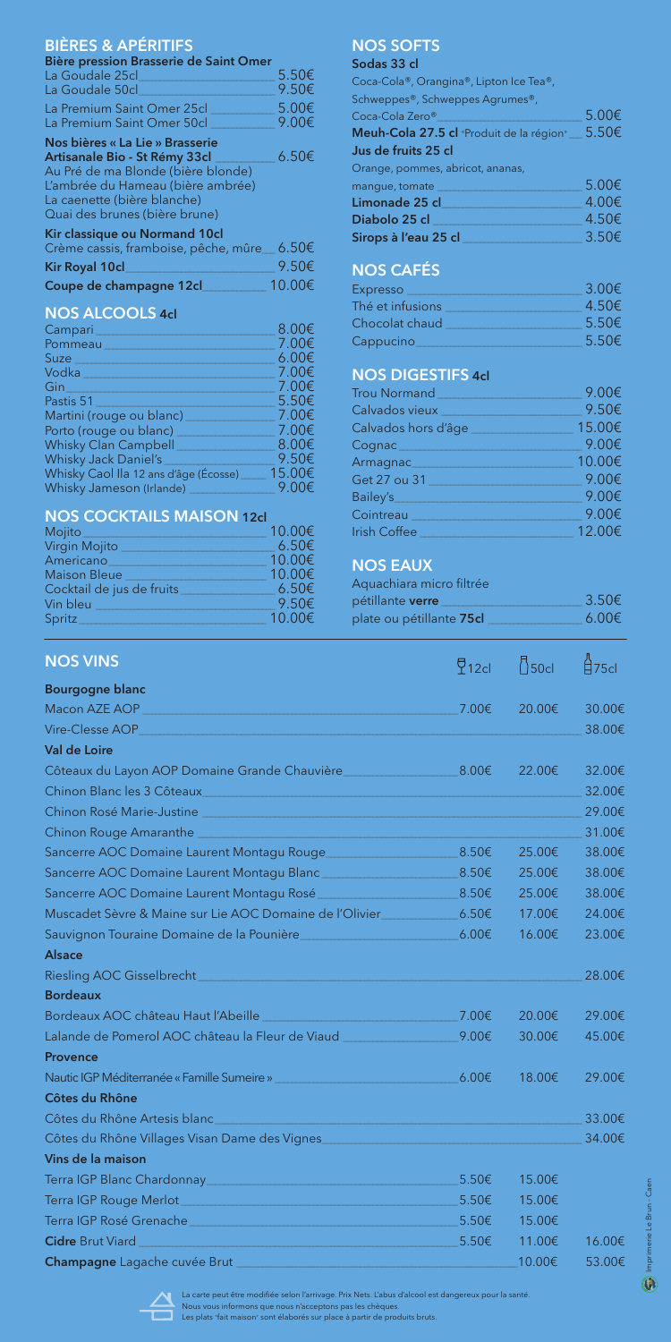## BIÈRES & APÉRITIFS

**Bière pression Brasserie de Saint Omer**

| | |
|---|---|
| La Goudale 25cl | 5.50€ |
| La Goudale 50cl | 9.50€ |
| La Premium Saint Omer 25cl | 5.00€ |
| La Premium Saint Omer 50cl | 9.00€ |

**Nos bières « La Lie » Brasserie Artisanale Bio - St Rémy 33cl** 6.50€

Au Pré de ma Blonde (bière blonde)
L'ambrée du Hameau (bière ambrée)
La caenette (bière blanche)
Quai des brunes (bière brune)

**Kir classique ou Normand 10cl**
Crème cassis, framboise, pêche, mûre 6.50€

| | |
|---|---|
| **Kir Royal 10cl** | 9.50€ |
| **Coupe de champagne 12cl** | 10.00€ |

## NOS ALCOOLS 4cl

| | |
|---|---|
| Campari | 8.00€ |
| Pommeau | 7.00€ |
| Suze | 6.00€ |
| Vodka | 7.00€ |
| Gin | 7.00€ |
| Pastis 51 | 5.50€ |
| Martini (rouge ou blanc) | 7.00€ |
| Porto (rouge ou blanc) | 7.00€ |
| Whisky Clan Campbell | 8.00€ |
| Whisky Jack Daniel's | 9.50€ |
| Whisky Caol Ila 12 ans d'âge (Écosse) | 15.00€ |
| Whisky Jameson (Irlande) | 9.00€ |

## NOS COCKTAILS MAISON 12cl

| | |
|---|---|
| Mojito | 10.00€ |
| Virgin Mojito | 6.50€ |
| Americano | 10.00€ |
| Maison Bleue | 10.00€ |
| Cocktail de jus de fruits | 6.50€ |
| Vin bleu | 9.50€ |
| Spritz | 10.00€ |

## NOS SOFTS

**Sodas 33 cl**

Coca-Cola®, Orangina®, Lipton Ice Tea®, Schweppes®, Schweppes Agrumes®, Coca-Cola Zero® 5.00€

**Meuh-Cola 27.5 cl** *Produit de la région* 5.50€

**Jus de fruits 25 cl**

Orange, pommes, abricot, ananas, mangue, tomate 5.00€

| | |
|---|---|
| **Limonade 25 cl** | 4.00€ |
| **Diabolo 25 cl** | 4.50€ |
| **Sirops à l'eau 25 cl** | 3.50€ |

## NOS CAFÉS

| | |
|---|---|
| Expresso | 3.00€ |
| Thé et infusions | 4.50€ |
| Chocolat chaud | 5.50€ |
| Cappucino | 5.50€ |

## NOS DIGESTIFS 4cl

| | |
|---|---|
| Trou Normand | 9.00€ |
| Calvados vieux | 9.50€ |
| Calvados hors d'âge | 15.00€ |
| Cognac | 9.00€ |
| Armagnac | 10.00€ |
| Get 27 ou 31 | 9.00€ |
| Bailey's | 9.00€ |
| Cointreau | 9.00€ |
| Irish Coffee | 12.00€ |

## NOS EAUX

Aquachiara micro filtrée

| | |
|---|---|
| pétillante **verre** | 3.50€ |
| plate ou pétillante **75cl** | 6.00€ |

## NOS VINS

| | 12cl | 50cl | 75cl |
|---|---|---|---|
| **Bourgogne blanc** | | | |
| Macon AZE AOP | 7.00€ | 20.00€ | 30.00€ |
| Vire-Clesse AOP | | | 38.00€ |
| **Val de Loire** | | | |
| Côteaux du Layon AOP Domaine Grande Chauvière | 8.00€ | 22.00€ | 32.00€ |
| Chinon Blanc les 3 Côteaux | | | 32.00€ |
| Chinon Rosé Marie-Justine | | | 29.00€ |
| Chinon Rouge Amaranthe | | | 31.00€ |
| Sancerre AOC Domaine Laurent Montagu Rouge | 8.50€ | 25.00€ | 38.00€ |
| Sancerre AOC Domaine Laurent Montagu Blanc | 8.50€ | 25.00€ | 38.00€ |
| Sancerre AOC Domaine Laurent Montagu Rosé | 8.50€ | 25.00€ | 38.00€ |
| Muscadet Sèvre & Maine sur Lie AOC Domaine de l'Olivier | 6.50€ | 17.00€ | 24.00€ |
| Sauvignon Touraine Domaine de la Pounière | 6.00€ | 16.00€ | 23.00€ |
| **Alsace** | | | |
| Riesling AOC Gisselbrecht | | | 28.00€ |
| **Bordeaux** | | | |
| Bordeaux AOC château Haut l'Abeille | 7.00€ | 20.00€ | 29.00€ |
| Lalande de Pomerol AOC château la Fleur de Viaud | 9.00€ | 30.00€ | 45.00€ |
| **Provence** | | | |
| Nautic IGP Méditerranée « Famille Sumeire » | 6.00€ | 18.00€ | 29.00€ |
| **Côtes du Rhône** | | | |
| Côtes du Rhône Artesis blanc | | | 33.00€ |
| Côtes du Rhône Villages Visan Dame des Vignes | | | 34.00€ |
| **Vins de la maison** | | | |
| Terra IGP Blanc Chardonnay | 5.50€ | 15.00€ | |
| Terra IGP Rouge Merlot | 5.50€ | 15.00€ | |
| Terra IGP Rosé Grenache | 5.50€ | 15.00€ | |
| **Cidre** Brut Viard | 5.50€ | 11.00€ | 16.00€ |
| **Champagne** Lagache cuvée Brut | | 10.00€ | 53.00€ |

La carte peut être modifiée selon l'arrivage. Prix Nets. L'abus d'alcool est dangereux pour la santé.
Nous vous informons que nous n'acceptons pas les chèques.
Les plats "fait maison" sont élaborés sur place à partir de produits bruts.

Imprimerie Le Brun - Caen